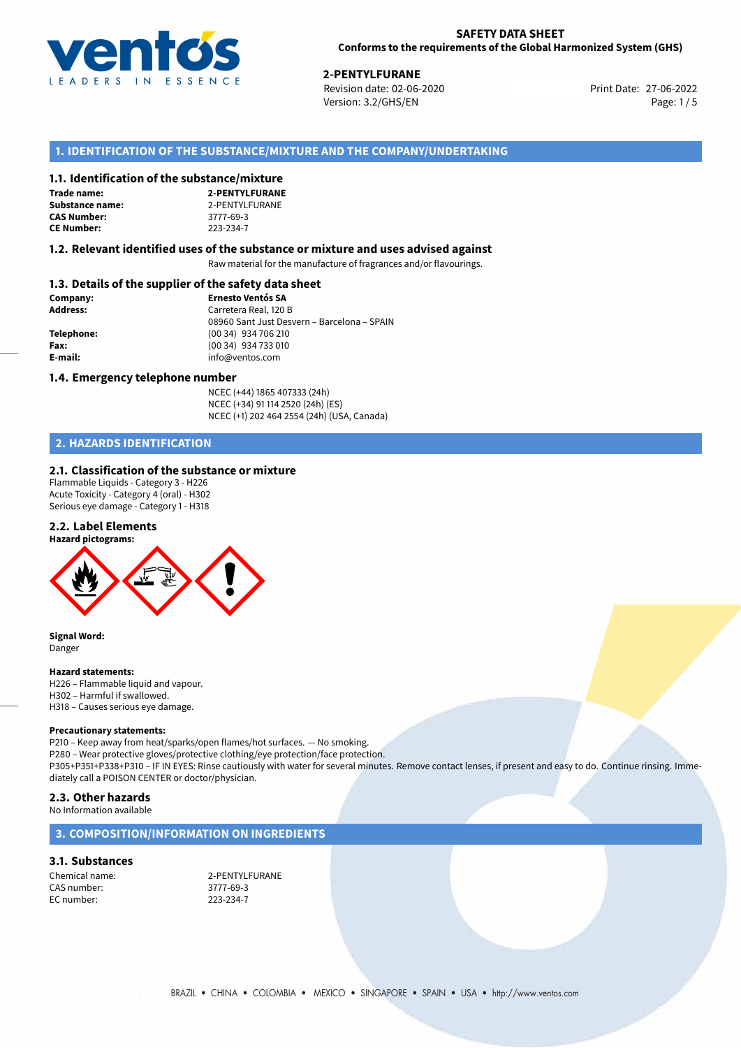# SAFETY DATA SHEET

**Conforms to the requirements of the Global Harmonized System (GHS)**

**2-PENTYLFURANE**

Revision date: 02-06-2020
Version: 3.2/GHS/EN
Print Date: 27-06-2022

## 1. IDENTIFICATION OF THE SUBSTANCE/MIXTURE AND THE COMPANY/UNDERTAKING

### 1.1. Identification of the substance/mixture

| | |
|---|---|
| **Trade name:** | **2-PENTYLFURANE** |
| **Substance name:** | 2-PENTYLFURANE |
| **CAS Number:** | 3777-69-3 |
| **CE Number:** | 223-234-7 |

### 1.2. Relevant identified uses of the substance or mixture and uses advised against

Raw material for the manufacture of fragrances and/or flavourings.

### 1.3. Details of the supplier of the safety data sheet

| | |
|---|---|
| **Company:** | **Ernesto Ventós SA** |
| **Address:** | Carretera Real, 120 B<br>08960 Sant Just Desvern – Barcelona – SPAIN |
| **Telephone:** | (00 34) 934 706 210 |
| **Fax:** | (00 34) 934 733 010 |
| **E-mail:** | info@ventos.com |

### 1.4. Emergency telephone number

NCEC (+44) 1865 407333 (24h)
NCEC (+34) 91 114 2520 (24h) (ES)
NCEC (+1) 202 464 2554 (24h) (USA, Canada)

## 2. HAZARDS IDENTIFICATION

### 2.1. Classification of the substance or mixture

Flammable Liquids - Category 3 - H226
Acute Toxicity - Category 4 (oral) - H302
Serious eye damage - Category 1 - H318

### 2.2. Label Elements

**Hazard pictograms:**

**Signal Word:**
Danger

**Hazard statements:**
H226 – Flammable liquid and vapour.
H302 – Harmful if swallowed.
H318 – Causes serious eye damage.

**Precautionary statements:**
P210 – Keep away from heat/sparks/open flames/hot surfaces. — No smoking.
P280 – Wear protective gloves/protective clothing/eye protection/face protection.
P305+P351+P338+P310 – IF IN EYES: Rinse cautiously with water for several minutes. Remove contact lenses, if present and easy to do. Continue rinsing. Immediately call a POISON CENTER or doctor/physician.

### 2.3. Other hazards

No Information available

## 3. COMPOSITION/INFORMATION ON INGREDIENTS

### 3.1. Substances

| | |
|---|---|
| Chemical name: | 2-PENTYLFURANE |
| CAS number: | 3777-69-3 |
| EC number: | 223-234-7 |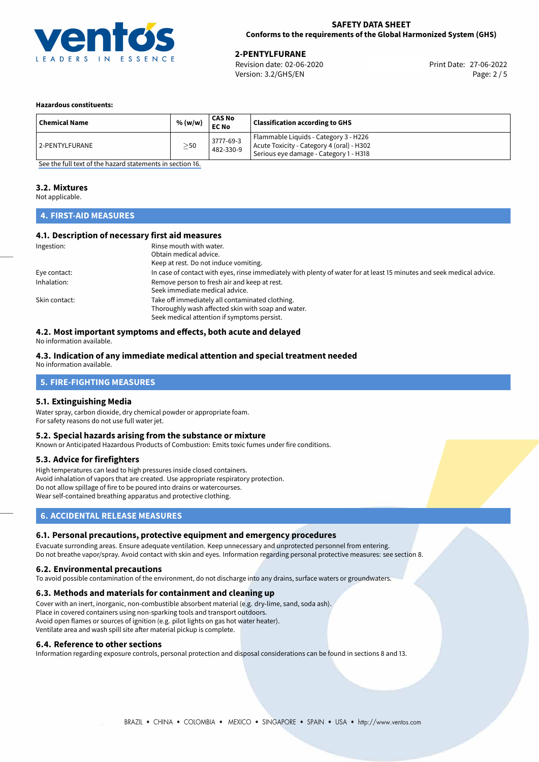**Hazardous constituents:**

| Chemical Name | % (w/w) | CAS No<br>EC No | Classification according to GHS |
|---|---|---|---|
| 2-PENTYLFURANE | ≥50 | 3777-69-3<br>482-330-9 | Flammable Liquids - Category 3 - H226<br>Acute Toxicity - Category 4 (oral) - H302<br>Serious eye damage - Category 1 - H318 |

See the full text of the hazard statements in section 16.

### 3.2. Mixtures

Not applicable.

## 4. FIRST-AID MEASURES

### 4.1. Description of necessary first aid measures

Ingestion: Rinse mouth with water.
Obtain medical advice.
Keep at rest. Do not induce vomiting.

Eye contact: In case of contact with eyes, rinse immediately with plenty of water for at least 15 minutes and seek medical advice.

Inhalation: Remove person to fresh air and keep at rest.
Seek immediate medical advice.

Skin contact: Take off immediately all contaminated clothing.
Thoroughly wash affected skin with soap and water.
Seek medical attention if symptoms persist.

### 4.2. Most important symptoms and effects, both acute and delayed

No information available.

### 4.3. Indication of any immediate medical attention and special treatment needed

No information available.

## 5. FIRE-FIGHTING MEASURES

### 5.1. Extinguishing Media

Water spray, carbon dioxide, dry chemical powder or appropriate foam.
For safety reasons do not use full water jet.

### 5.2. Special hazards arising from the substance or mixture

Known or Anticipated Hazardous Products of Combustion: Emits toxic fumes under fire conditions.

### 5.3. Advice for firefighters

High temperatures can lead to high pressures inside closed containers.
Avoid inhalation of vapors that are created. Use appropriate respiratory protection.
Do not allow spillage of fire to be poured into drains or watercourses.
Wear self-contained breathing apparatus and protective clothing.

## 6. ACCIDENTAL RELEASE MEASURES

### 6.1. Personal precautions, protective equipment and emergency procedures

Evacuate surronding areas. Ensure adequate ventilation. Keep unnecessary and unprotected personnel from entering.
Do not breathe vapor/spray. Avoid contact with skin and eyes. Information regarding personal protective measures: see section 8.

### 6.2. Environmental precautions

To avoid possible contamination of the environment, do not discharge into any drains, surface waters or groundwaters.

### 6.3. Methods and materials for containment and cleaning up

Cover with an inert, inorganic, non-combustible absorbent material (e.g. dry-lime, sand, soda ash).
Place in covered containers using non-sparking tools and transport outdoors.
Avoid open flames or sources of ignition (e.g. pilot lights on gas hot water heater).
Ventilate area and wash spill site after material pickup is complete.

### 6.4. Reference to other sections

Information regarding exposure controls, personal protection and disposal considerations can be found in sections 8 and 13.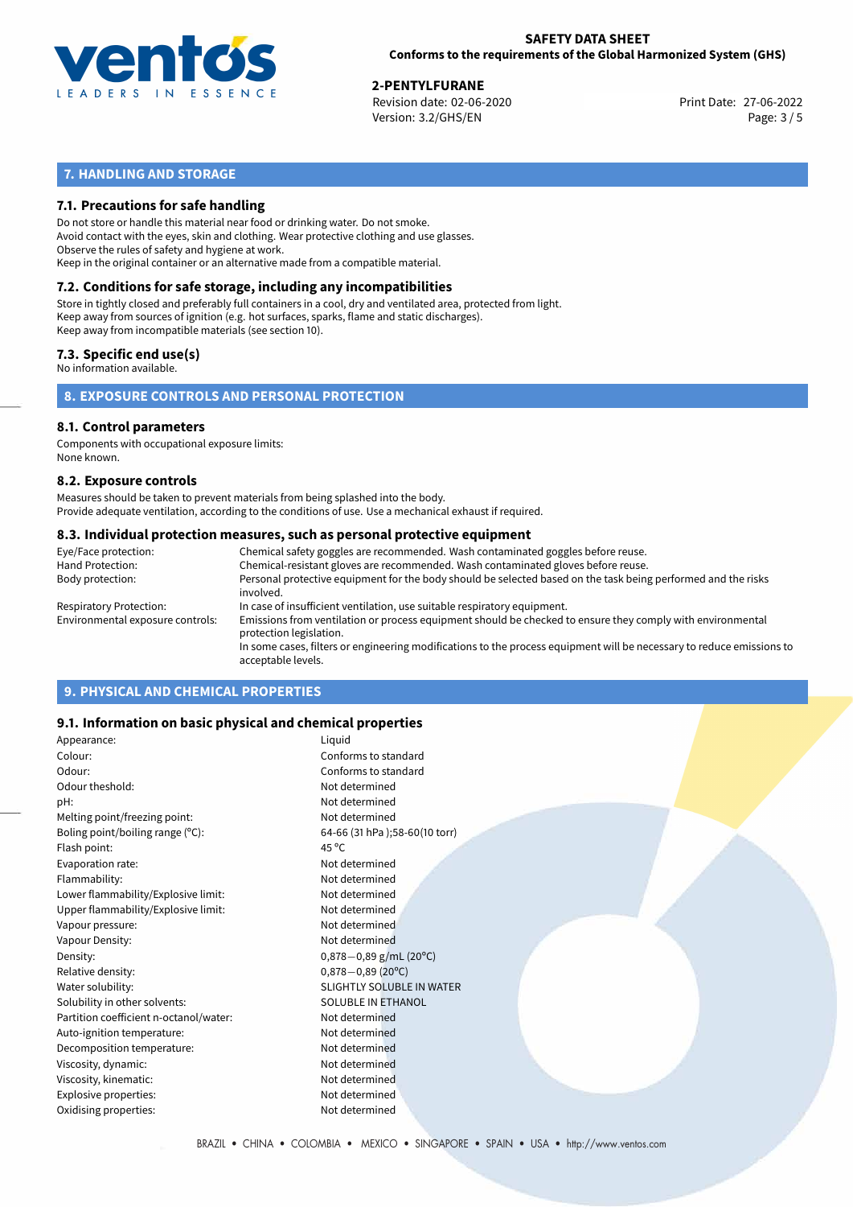## 7. HANDLING AND STORAGE

### 7.1. Precautions for safe handling

Do not store or handle this material near food or drinking water. Do not smoke.
Avoid contact with the eyes, skin and clothing. Wear protective clothing and use glasses.
Observe the rules of safety and hygiene at work.
Keep in the original container or an alternative made from a compatible material.

### 7.2. Conditions for safe storage, including any incompatibilities

Store in tightly closed and preferably full containers in a cool, dry and ventilated area, protected from light.
Keep away from sources of ignition (e.g. hot surfaces, sparks, flame and static discharges).
Keep away from incompatible materials (see section 10).

### 7.3. Specific end use(s)

No information available.

## 8. EXPOSURE CONTROLS AND PERSONAL PROTECTION

### 8.1. Control parameters

Components with occupational exposure limits:
None known.

### 8.2. Exposure controls

Measures should be taken to prevent materials from being splashed into the body.
Provide adequate ventilation, according to the conditions of use. Use a mechanical exhaust if required.

### 8.3. Individual protection measures, such as personal protective equipment

| | |
|---|---|
| Eye/Face protection: | Chemical safety goggles are recommended. Wash contaminated goggles before reuse. |
| Hand Protection: | Chemical-resistant gloves are recommended. Wash contaminated gloves before reuse. |
| Body protection: | Personal protective equipment for the body should be selected based on the task being performed and the risks involved. |
| Respiratory Protection: | In case of insufficient ventilation, use suitable respiratory equipment. |
| Environmental exposure controls: | Emissions from ventilation or process equipment should be checked to ensure they comply with environmental protection legislation. In some cases, filters or engineering modifications to the process equipment will be necessary to reduce emissions to acceptable levels. |

## 9. PHYSICAL AND CHEMICAL PROPERTIES

### 9.1. Information on basic physical and chemical properties

| | |
|---|---|
| Appearance: | Liquid |
| Colour: | Conforms to standard |
| Odour: | Conforms to standard |
| Odour theshold: | Not determined |
| pH: | Not determined |
| Melting point/freezing point: | Not determined |
| Boling point/boiling range (°C): | 64-66 (31 hPa );58-60(10 torr) |
| Flash point: | 45 °C |
| Evaporation rate: | Not determined |
| Flammability: | Not determined |
| Lower flammability/Explosive limit: | Not determined |
| Upper flammability/Explosive limit: | Not determined |
| Vapour pressure: | Not determined |
| Vapour Density: | Not determined |
| Density: | 0,878−0,89 g/mL (20°C) |
| Relative density: | 0,878−0,89 (20°C) |
| Water solubility: | SLIGHTLY SOLUBLE IN WATER |
| Solubility in other solvents: | SOLUBLE IN ETHANOL |
| Partition coefficient n-octanol/water: | Not determined |
| Auto-ignition temperature: | Not determined |
| Decomposition temperature: | Not determined |
| Viscosity, dynamic: | Not determined |
| Viscosity, kinematic: | Not determined |
| Explosive properties: | Not determined |
| Oxidising properties: | Not determined |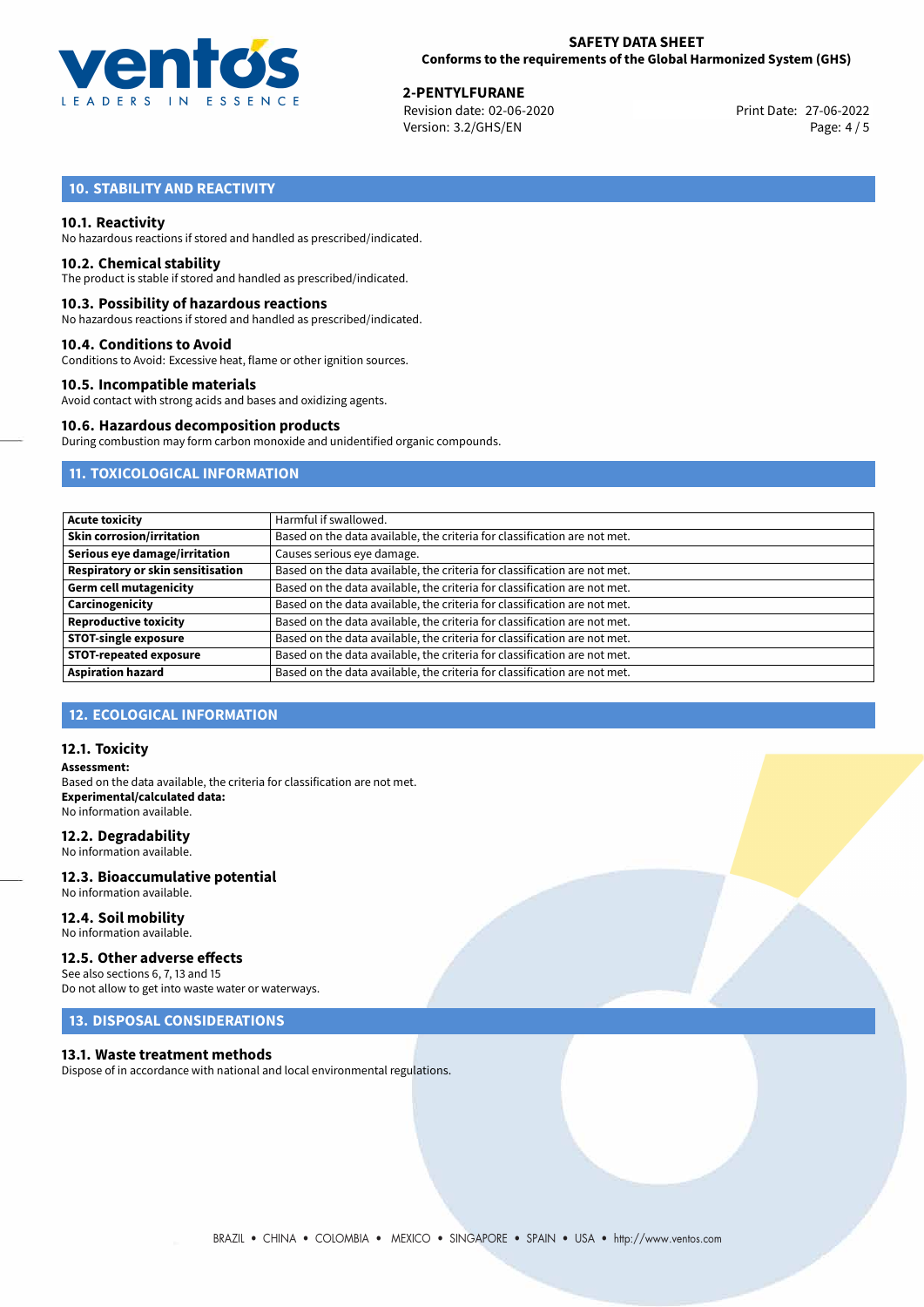## 10. STABILITY AND REACTIVITY

### 10.1. Reactivity
No hazardous reactions if stored and handled as prescribed/indicated.

### 10.2. Chemical stability
The product is stable if stored and handled as prescribed/indicated.

### 10.3. Possibility of hazardous reactions
No hazardous reactions if stored and handled as prescribed/indicated.

### 10.4. Conditions to Avoid
Conditions to Avoid: Excessive heat, flame or other ignition sources.

### 10.5. Incompatible materials
Avoid contact with strong acids and bases and oxidizing agents.

### 10.6. Hazardous decomposition products
During combustion may form carbon monoxide and unidentified organic compounds.

## 11. TOXICOLOGICAL INFORMATION

| | |
|---|---|
| **Acute toxicity** | Harmful if swallowed. |
| **Skin corrosion/irritation** | Based on the data available, the criteria for classification are not met. |
| **Serious eye damage/irritation** | Causes serious eye damage. |
| **Respiratory or skin sensitisation** | Based on the data available, the criteria for classification are not met. |
| **Germ cell mutagenicity** | Based on the data available, the criteria for classification are not met. |
| **Carcinogenicity** | Based on the data available, the criteria for classification are not met. |
| **Reproductive toxicity** | Based on the data available, the criteria for classification are not met. |
| **STOT-single exposure** | Based on the data available, the criteria for classification are not met. |
| **STOT-repeated exposure** | Based on the data available, the criteria for classification are not met. |
| **Aspiration hazard** | Based on the data available, the criteria for classification are not met. |

## 12. ECOLOGICAL INFORMATION

### 12.1. Toxicity
**Assessment:**
Based on the data available, the criteria for classification are not met.
**Experimental/calculated data:**
No information available.

### 12.2. Degradability
No information available.

### 12.3. Bioaccumulative potential
No information available.

### 12.4. Soil mobility
No information available.

### 12.5. Other adverse effects
See also sections 6, 7, 13 and 15
Do not allow to get into waste water or waterways.

## 13. DISPOSAL CONSIDERATIONS

### 13.1. Waste treatment methods
Dispose of in accordance with national and local environmental regulations.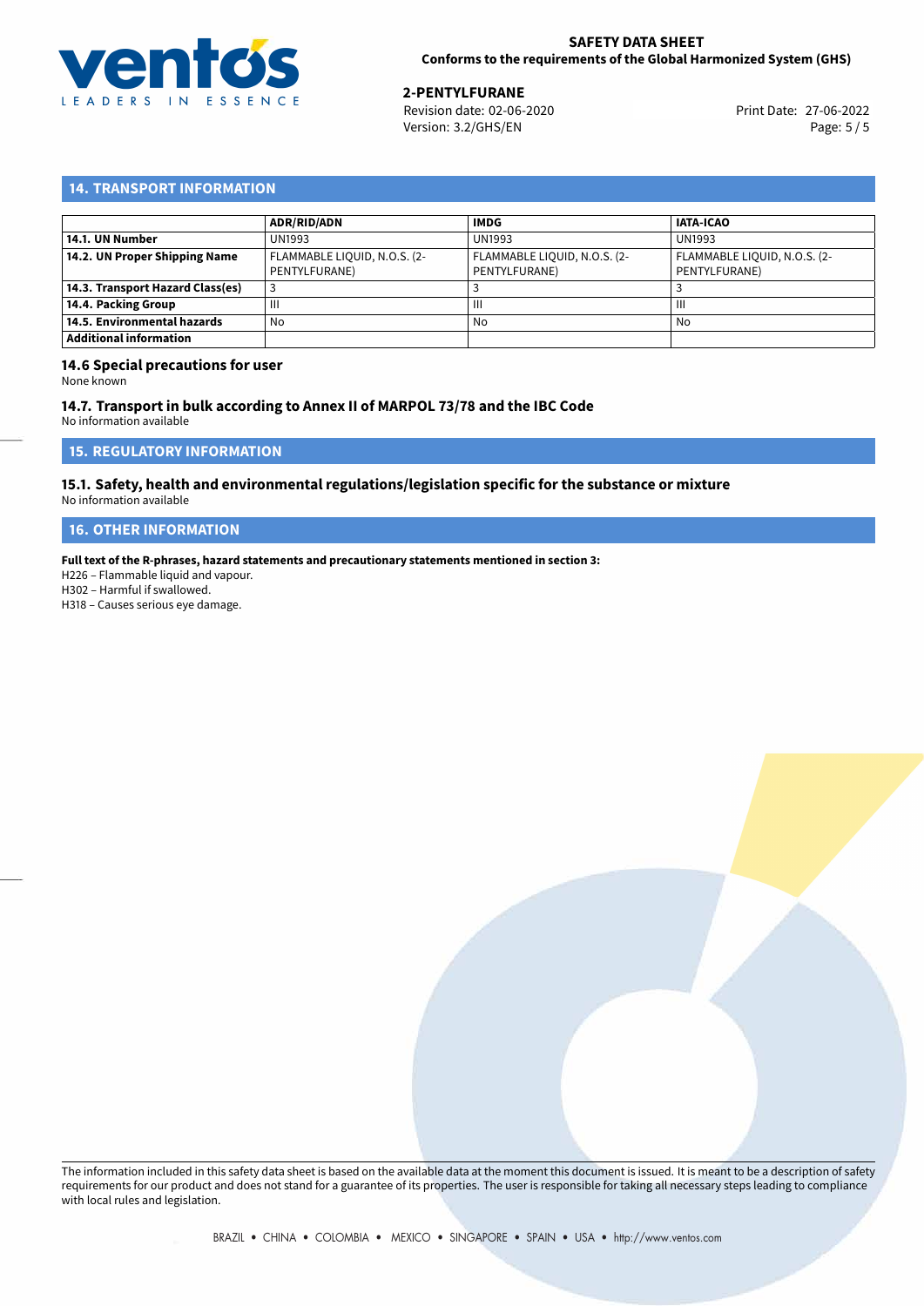## 14. TRANSPORT INFORMATION

| | ADR/RID/ADN | IMDG | IATA-ICAO |
|---|---|---|---|
| **14.1. UN Number** | UN1993 | UN1993 | UN1993 |
| **14.2. UN Proper Shipping Name** | FLAMMABLE LIQUID, N.O.S. (2-PENTYLFURANE) | FLAMMABLE LIQUID, N.O.S. (2-PENTYLFURANE) | FLAMMABLE LIQUID, N.O.S. (2-PENTYLFURANE) |
| **14.3. Transport Hazard Class(es)** | 3 | 3 | 3 |
| **14.4. Packing Group** | III | III | III |
| **14.5. Environmental hazards** | No | No | No |
| **Additional information** | | | |

### 14.6 Special precautions for user

None known

### 14.7. Transport in bulk according to Annex II of MARPOL 73/78 and the IBC Code

No information available

## 15. REGULATORY INFORMATION

### 15.1. Safety, health and environmental regulations/legislation specific for the substance or mixture

No information available

## 16. OTHER INFORMATION

**Full text of the R-phrases, hazard statements and precautionary statements mentioned in section 3:**

H226 – Flammable liquid and vapour.
H302 – Harmful if swallowed.
H318 – Causes serious eye damage.

The information included in this safety data sheet is based on the available data at the moment this document is issued. It is meant to be a description of safety requirements for our product and does not stand for a guarantee of its properties. The user is responsible for taking all necessary steps leading to compliance with local rules and legislation.

BRAZIL • CHINA • COLOMBIA • MEXICO • SINGAPORE • SPAIN • USA • http://www.ventos.com